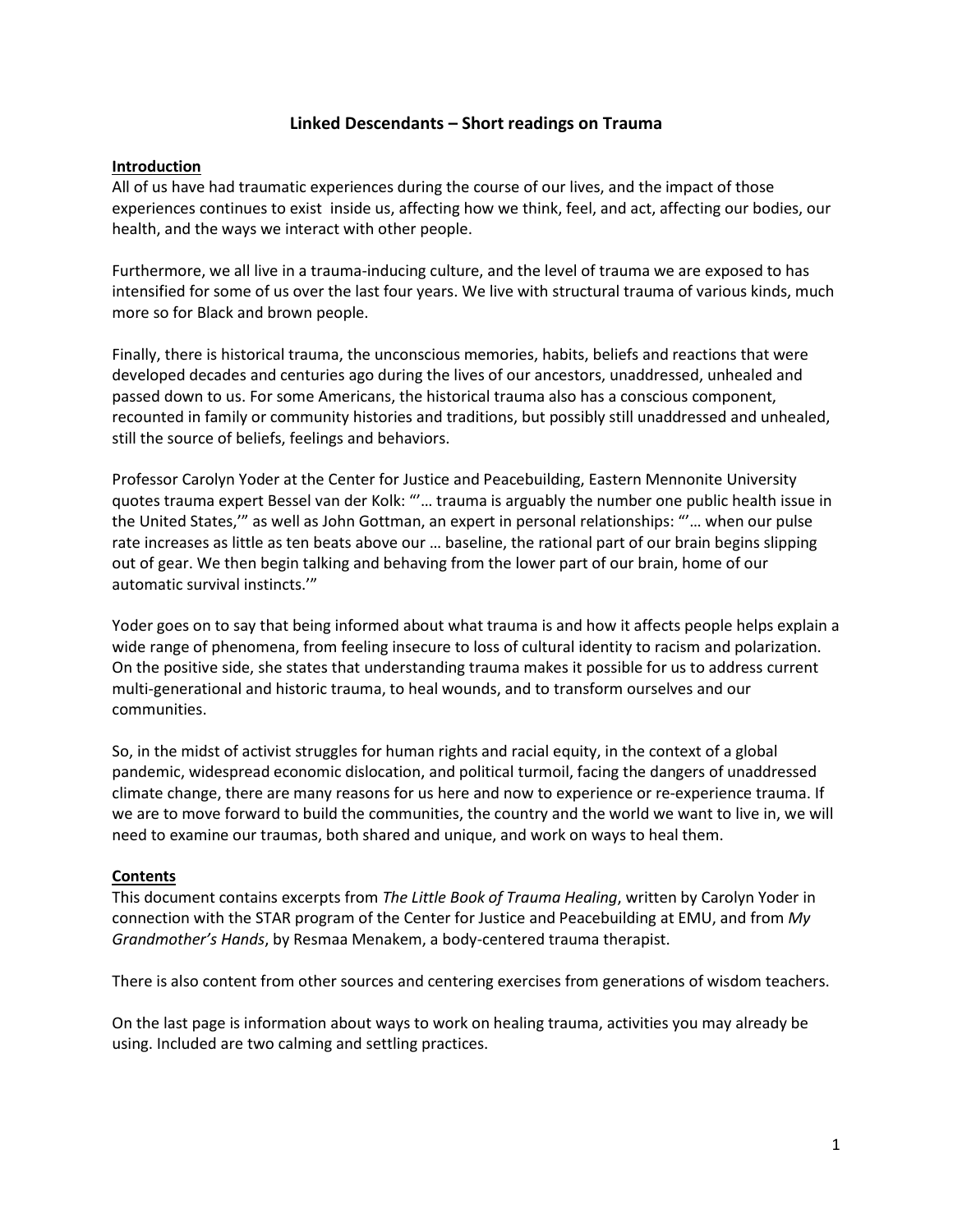# Linked Descendants – Short readings on Trauma

**Introduction**

All of us have had traumatic experiences during the course of our lives, and the impact of those experiences continues to exist inside us, affecting how we think, feel, and act, affecting our bodies, our health, and the ways we interact with other people.

Furthermore, we all live in a trauma-inducing culture, and the level of trauma we are exposed to has intensified for some of us over the last four years. We live with structural trauma of various kinds, much more so for Black and brown people.

Finally, there is historical trauma, the unconscious memories, habits, beliefs and reactions that were developed decades and centuries ago during the lives of our ancestors, unaddressed, unhealed and passed down to us. For some Americans, the historical trauma also has a conscious component, recounted in family or community histories and traditions, but possibly still unaddressed and unhealed, still the source of beliefs, feelings and behaviors.

Professor Carolyn Yoder at the Center for Justice and Peacebuilding, Eastern Mennonite University quotes trauma expert Bessel van der Kolk: "'… trauma is arguably the number one public health issue in the United States,'" as well as John Gottman, an expert in personal relationships: "'… when our pulse rate increases as little as ten beats above our … baseline, the rational part of our brain begins slipping out of gear. We then begin talking and behaving from the lower part of our brain, home of our automatic survival instincts.'"

Yoder goes on to say that being informed about what trauma is and how it affects people helps explain a wide range of phenomena, from feeling insecure to loss of cultural identity to racism and polarization. On the positive side, she states that understanding trauma makes it possible for us to address current multi-generational and historic trauma, to heal wounds, and to transform ourselves and our communities.

So, in the midst of activist struggles for human rights and racial equity, in the context of a global pandemic, widespread economic dislocation, and political turmoil, facing the dangers of unaddressed climate change, there are many reasons for us here and now to experience or re-experience trauma. If we are to move forward to build the communities, the country and the world we want to live in, we will need to examine our traumas, both shared and unique, and work on ways to heal them.

**Contents**

This document contains excerpts from *The Little Book of Trauma Healing*, written by Carolyn Yoder in connection with the STAR program of the Center for Justice and Peacebuilding at EMU, and from *My Grandmother's Hands*, by Resmaa Menakem, a body-centered trauma therapist.

There is also content from other sources and centering exercises from generations of wisdom teachers.

On the last page is information about ways to work on healing trauma, activities you may already be using. Included are two calming and settling practices.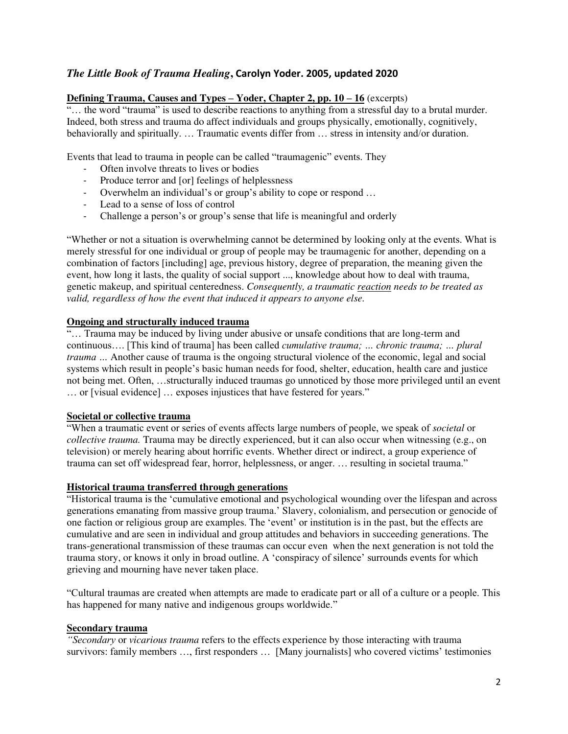## *The Little Book of Trauma Healing*, Carolyn Yoder. 2005, updated 2020

**Defining Trauma, Causes and Types – Yoder, Chapter 2, pp. 10 – 16** (excerpts)

"… the word "trauma" is used to describe reactions to anything from a stressful day to a brutal murder. Indeed, both stress and trauma do affect individuals and groups physically, emotionally, cognitively, behaviorally and spiritually. … Traumatic events differ from … stress in intensity and/or duration.

Events that lead to trauma in people can be called "traumagenic" events. They

- Often involve threats to lives or bodies
- Produce terror and [or] feelings of helplessness
- Overwhelm an individual's or group's ability to cope or respond …
- Lead to a sense of loss of control
- Challenge a person's or group's sense that life is meaningful and orderly

"Whether or not a situation is overwhelming cannot be determined by looking only at the events. What is merely stressful for one individual or group of people may be traumagenic for another, depending on a combination of factors [including] age, previous history, degree of preparation, the meaning given the event, how long it lasts, the quality of social support ..., knowledge about how to deal with trauma, genetic makeup, and spiritual centeredness. *Consequently, a traumatic reaction needs to be treated as valid, regardless of how the event that induced it appears to anyone else.*

**Ongoing and structurally induced trauma**

"… Trauma may be induced by living under abusive or unsafe conditions that are long-term and continuous…. [This kind of trauma] has been called *cumulative trauma; … chronic trauma; … plural trauma …* Another cause of trauma is the ongoing structural violence of the economic, legal and social systems which result in people's basic human needs for food, shelter, education, health care and justice not being met. Often, …structurally induced traumas go unnoticed by those more privileged until an event … or [visual evidence] … exposes injustices that have festered for years."

**Societal or collective trauma**

"When a traumatic event or series of events affects large numbers of people, we speak of *societal* or *collective trauma.* Trauma may be directly experienced, but it can also occur when witnessing (e.g., on television) or merely hearing about horrific events. Whether direct or indirect, a group experience of trauma can set off widespread fear, horror, helplessness, or anger. … resulting in societal trauma."

**Historical trauma transferred through generations**

"Historical trauma is the 'cumulative emotional and psychological wounding over the lifespan and across generations emanating from massive group trauma.' Slavery, colonialism, and persecution or genocide of one faction or religious group are examples. The 'event' or institution is in the past, but the effects are cumulative and are seen in individual and group attitudes and behaviors in succeeding generations. The trans-generational transmission of these traumas can occur even when the next generation is not told the trauma story, or knows it only in broad outline. A 'conspiracy of silence' surrounds events for which grieving and mourning have never taken place.

"Cultural traumas are created when attempts are made to eradicate part or all of a culture or a people. This has happened for many native and indigenous groups worldwide."

**Secondary trauma**

*"Secondary* or *vicarious trauma* refers to the effects experience by those interacting with trauma survivors: family members …, first responders … [Many journalists] who covered victims' testimonies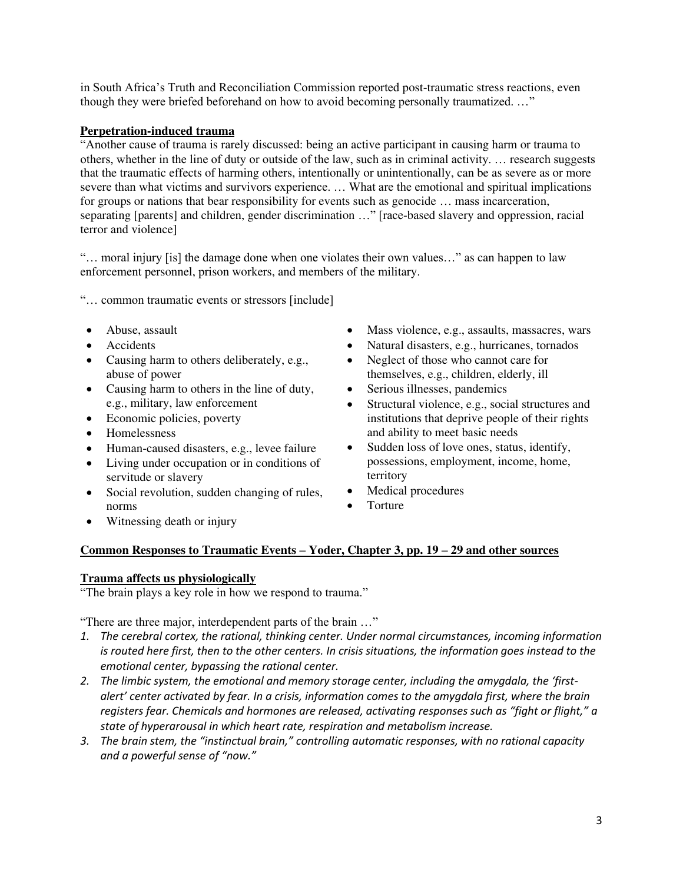in South Africa's Truth and Reconciliation Commission reported post-traumatic stress reactions, even though they were briefed beforehand on how to avoid becoming personally traumatized. …"

**Perpetration-induced trauma**

"Another cause of trauma is rarely discussed: being an active participant in causing harm or trauma to others, whether in the line of duty or outside of the law, such as in criminal activity. … research suggests that the traumatic effects of harming others, intentionally or unintentionally, can be as severe as or more severe than what victims and survivors experience. … What are the emotional and spiritual implications for groups or nations that bear responsibility for events such as genocide … mass incarceration, separating [parents] and children, gender discrimination …" [race-based slavery and oppression, racial terror and violence]

"… moral injury [is] the damage done when one violates their own values…" as can happen to law enforcement personnel, prison workers, and members of the military.

"… common traumatic events or stressors [include]

- Abuse, assault
- Accidents
- Causing harm to others deliberately, e.g., abuse of power
- Causing harm to others in the line of duty, e.g., military, law enforcement
- Economic policies, poverty
- Homelessness
- Human-caused disasters, e.g., levee failure
- Living under occupation or in conditions of servitude or slavery
- Social revolution, sudden changing of rules, norms
- Witnessing death or injury
- Mass violence, e.g., assaults, massacres, wars
- Natural disasters, e.g., hurricanes, tornados
- Neglect of those who cannot care for themselves, e.g., children, elderly, ill
- Serious illnesses, pandemics
- Structural violence, e.g., social structures and institutions that deprive people of their rights and ability to meet basic needs
- Sudden loss of love ones, status, identify, possessions, employment, income, home, territory
- Medical procedures
- Torture

**Common Responses to Traumatic Events – Yoder, Chapter 3, pp. 19 – 29 and other sources**

**Trauma affects us physiologically**

"The brain plays a key role in how we respond to trauma."

"There are three major, interdependent parts of the brain …"

1. *The cerebral cortex, the rational, thinking center. Under normal circumstances, incoming information is routed here first, then to the other centers. In crisis situations, the information goes instead to the emotional center, bypassing the rational center.*
2. *The limbic system, the emotional and memory storage center, including the amygdala, the 'first-alert' center activated by fear. In a crisis, information comes to the amygdala first, where the brain registers fear. Chemicals and hormones are released, activating responses such as "fight or flight," a state of hyperarousal in which heart rate, respiration and metabolism increase.*
3. *The brain stem, the "instinctual brain," controlling automatic responses, with no rational capacity and a powerful sense of "now."*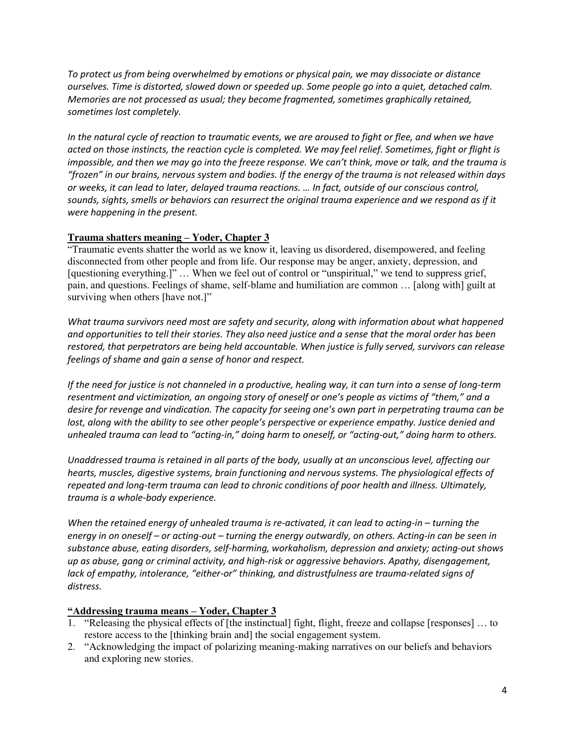*To protect us from being overwhelmed by emotions or physical pain, we may dissociate or distance ourselves. Time is distorted, slowed down or speeded up. Some people go into a quiet, detached calm. Memories are not processed as usual; they become fragmented, sometimes graphically retained, sometimes lost completely.*

*In the natural cycle of reaction to traumatic events, we are aroused to fight or flee, and when we have acted on those instincts, the reaction cycle is completed. We may feel relief. Sometimes, fight or flight is impossible, and then we may go into the freeze response. We can't think, move or talk, and the trauma is "frozen" in our brains, nervous system and bodies. If the energy of the trauma is not released within days or weeks, it can lead to later, delayed trauma reactions. … In fact, outside of our conscious control, sounds, sights, smells or behaviors can resurrect the original trauma experience and we respond as if it were happening in the present.*

**Trauma shatters meaning – Yoder, Chapter 3**

"Traumatic events shatter the world as we know it, leaving us disordered, disempowered, and feeling disconnected from other people and from life. Our response may be anger, anxiety, depression, and [questioning everything.]" … When we feel out of control or "unspiritual," we tend to suppress grief, pain, and questions. Feelings of shame, self-blame and humiliation are common … [along with] guilt at surviving when others [have not.]"

*What trauma survivors need most are safety and security, along with information about what happened and opportunities to tell their stories. They also need justice and a sense that the moral order has been restored, that perpetrators are being held accountable. When justice is fully served, survivors can release feelings of shame and gain a sense of honor and respect.*

*If the need for justice is not channeled in a productive, healing way, it can turn into a sense of long-term resentment and victimization, an ongoing story of oneself or one's people as victims of "them," and a desire for revenge and vindication. The capacity for seeing one's own part in perpetrating trauma can be lost, along with the ability to see other people's perspective or experience empathy. Justice denied and unhealed trauma can lead to "acting-in," doing harm to oneself, or "acting-out," doing harm to others.*

*Unaddressed trauma is retained in all parts of the body, usually at an unconscious level, affecting our hearts, muscles, digestive systems, brain functioning and nervous systems. The physiological effects of repeated and long-term trauma can lead to chronic conditions of poor health and illness. Ultimately, trauma is a whole-body experience.*

*When the retained energy of unhealed trauma is re-activated, it can lead to acting-in – turning the energy in on oneself – or acting-out – turning the energy outwardly, on others. Acting-in can be seen in substance abuse, eating disorders, self-harming, workaholism, depression and anxiety; acting-out shows up as abuse, gang or criminal activity, and high-risk or aggressive behaviors. Apathy, disengagement, lack of empathy, intolerance, "either-or" thinking, and distrustfulness are trauma-related signs of distress.*

**"Addressing trauma means – Yoder, Chapter 3**

1. "Releasing the physical effects of [the instinctual] fight, flight, freeze and collapse [responses] … to restore access to the [thinking brain and] the social engagement system.
2. "Acknowledging the impact of polarizing meaning-making narratives on our beliefs and behaviors and exploring new stories.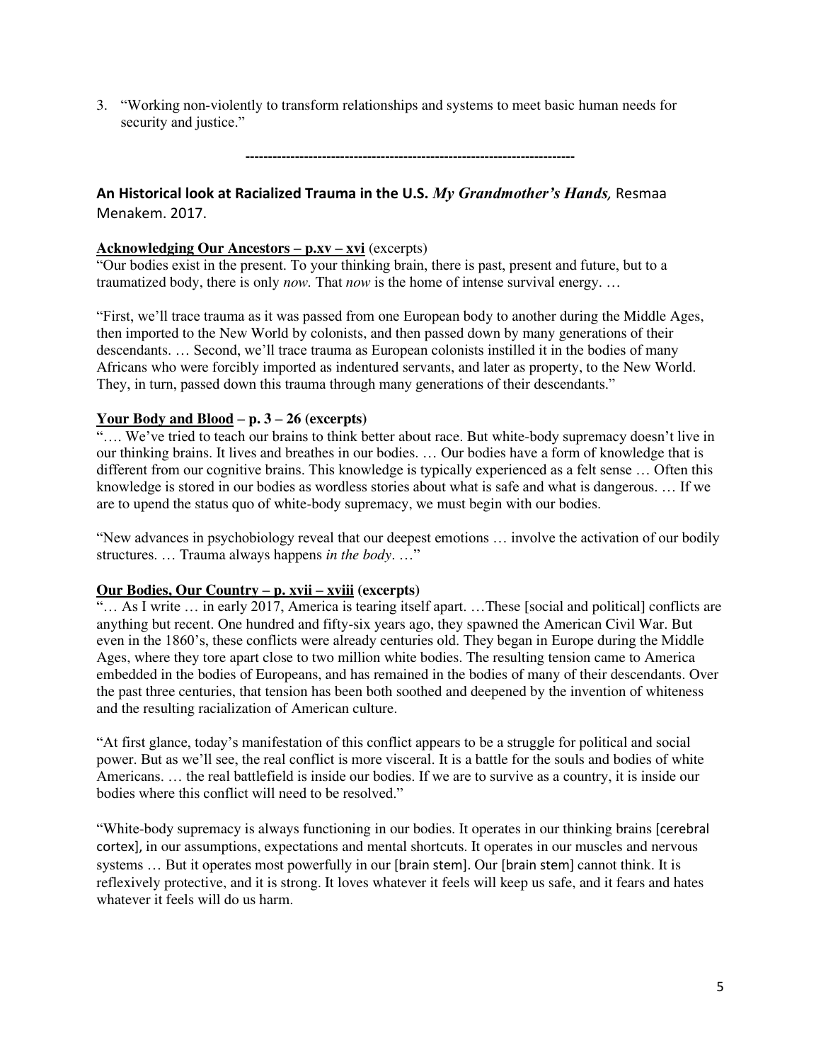3. "Working non-violently to transform relationships and systems to meet basic human needs for security and justice."

------------------------------------------------------------------------

## An Historical look at Racialized Trauma in the U.S. *My Grandmother's Hands,* Resmaa Menakem. 2017.

**Acknowledging Our Ancestors – p.xv – xvi** (excerpts)

"Our bodies exist in the present. To your thinking brain, there is past, present and future, but to a traumatized body, there is only *now.* That *now* is the home of intense survival energy. …

"First, we'll trace trauma as it was passed from one European body to another during the Middle Ages, then imported to the New World by colonists, and then passed down by many generations of their descendants. … Second, we'll trace trauma as European colonists instilled it in the bodies of many Africans who were forcibly imported as indentured servants, and later as property, to the New World. They, in turn, passed down this trauma through many generations of their descendants."

**Your Body and Blood – p. 3 – 26 (excerpts)**

"…. We've tried to teach our brains to think better about race. But white-body supremacy doesn't live in our thinking brains. It lives and breathes in our bodies. … Our bodies have a form of knowledge that is different from our cognitive brains. This knowledge is typically experienced as a felt sense … Often this knowledge is stored in our bodies as wordless stories about what is safe and what is dangerous. … If we are to upend the status quo of white-body supremacy, we must begin with our bodies.

"New advances in psychobiology reveal that our deepest emotions … involve the activation of our bodily structures. … Trauma always happens *in the body*. …"

**Our Bodies, Our Country – p. xvii – xviii (excerpts)**

"… As I write … in early 2017, America is tearing itself apart. …These [social and political] conflicts are anything but recent. One hundred and fifty-six years ago, they spawned the American Civil War. But even in the 1860's, these conflicts were already centuries old. They began in Europe during the Middle Ages, where they tore apart close to two million white bodies. The resulting tension came to America embedded in the bodies of Europeans, and has remained in the bodies of many of their descendants. Over the past three centuries, that tension has been both soothed and deepened by the invention of whiteness and the resulting racialization of American culture.

"At first glance, today's manifestation of this conflict appears to be a struggle for political and social power. But as we'll see, the real conflict is more visceral. It is a battle for the souls and bodies of white Americans. … the real battlefield is inside our bodies. If we are to survive as a country, it is inside our bodies where this conflict will need to be resolved."

"White-body supremacy is always functioning in our bodies. It operates in our thinking brains [cerebral cortex], in our assumptions, expectations and mental shortcuts. It operates in our muscles and nervous systems … But it operates most powerfully in our [brain stem]. Our [brain stem] cannot think. It is reflexively protective, and it is strong. It loves whatever it feels will keep us safe, and it fears and hates whatever it feels will do us harm.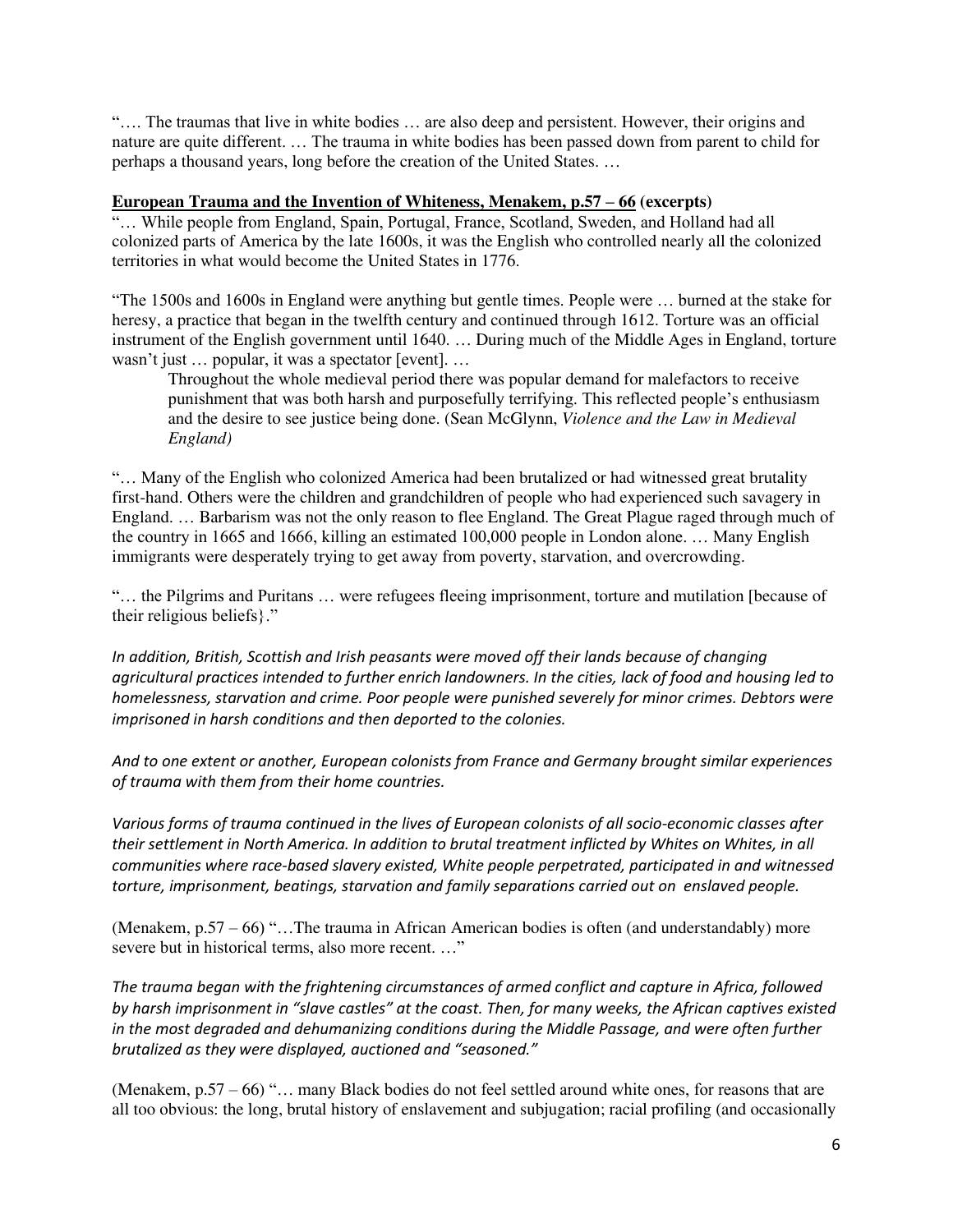"…. The traumas that live in white bodies … are also deep and persistent. However, their origins and nature are quite different. … The trauma in white bodies has been passed down from parent to child for perhaps a thousand years, long before the creation of the United States. …

**European Trauma and the Invention of Whiteness, Menakem, p.57 – 66 (excerpts)**

"… While people from England, Spain, Portugal, France, Scotland, Sweden, and Holland had all colonized parts of America by the late 1600s, it was the English who controlled nearly all the colonized territories in what would become the United States in 1776.

"The 1500s and 1600s in England were anything but gentle times. People were … burned at the stake for heresy, a practice that began in the twelfth century and continued through 1612. Torture was an official instrument of the English government until 1640. … During much of the Middle Ages in England, torture wasn't just … popular, it was a spectator [event]. …

> Throughout the whole medieval period there was popular demand for malefactors to receive punishment that was both harsh and purposefully terrifying. This reflected people's enthusiasm and the desire to see justice being done. (Sean McGlynn, *Violence and the Law in Medieval England)*

"… Many of the English who colonized America had been brutalized or had witnessed great brutality first-hand. Others were the children and grandchildren of people who had experienced such savagery in England. … Barbarism was not the only reason to flee England. The Great Plague raged through much of the country in 1665 and 1666, killing an estimated 100,000 people in London alone. … Many English immigrants were desperately trying to get away from poverty, starvation, and overcrowding.

"… the Pilgrims and Puritans … were refugees fleeing imprisonment, torture and mutilation [because of their religious beliefs}."

*In addition, British, Scottish and Irish peasants were moved off their lands because of changing agricultural practices intended to further enrich landowners. In the cities, lack of food and housing led to homelessness, starvation and crime. Poor people were punished severely for minor crimes. Debtors were imprisoned in harsh conditions and then deported to the colonies.*

*And to one extent or another, European colonists from France and Germany brought similar experiences of trauma with them from their home countries.*

*Various forms of trauma continued in the lives of European colonists of all socio-economic classes after their settlement in North America. In addition to brutal treatment inflicted by Whites on Whites, in all communities where race-based slavery existed, White people perpetrated, participated in and witnessed torture, imprisonment, beatings, starvation and family separations carried out on enslaved people.*

(Menakem, p.57 – 66) "…The trauma in African American bodies is often (and understandably) more severe but in historical terms, also more recent. …"

*The trauma began with the frightening circumstances of armed conflict and capture in Africa, followed by harsh imprisonment in "slave castles" at the coast. Then, for many weeks, the African captives existed in the most degraded and dehumanizing conditions during the Middle Passage, and were often further brutalized as they were displayed, auctioned and "seasoned."*

(Menakem, p.57 – 66) "… many Black bodies do not feel settled around white ones, for reasons that are all too obvious: the long, brutal history of enslavement and subjugation; racial profiling (and occasionally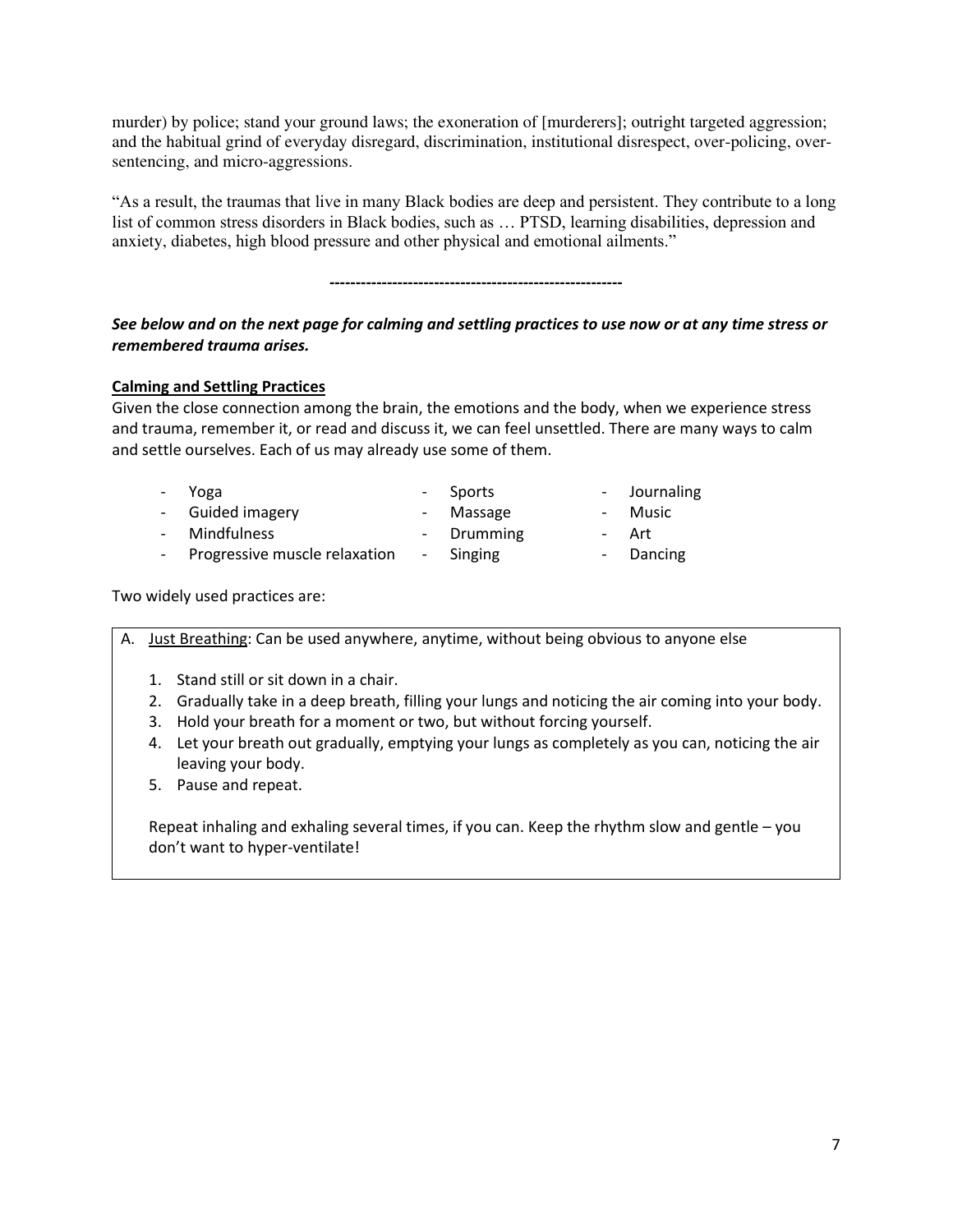murder) by police; stand your ground laws; the exoneration of [murderers]; outright targeted aggression; and the habitual grind of everyday disregard, discrimination, institutional disrespect, over-policing, over-sentencing, and micro-aggressions.

"As a result, the traumas that live in many Black bodies are deep and persistent. They contribute to a long list of common stress disorders in Black bodies, such as … PTSD, learning disabilities, depression and anxiety, diabetes, high blood pressure and other physical and emotional ailments."

---

***See below and on the next page for calming and settling practices to use now or at any time stress or remembered trauma arises.***

**Calming and Settling Practices**

Given the close connection among the brain, the emotions and the body, when we experience stress and trauma, remember it, or read and discuss it, we can feel unsettled. There are many ways to calm and settle ourselves. Each of us may already use some of them.

- Yoga
- Guided imagery
- Mindfulness
- Progressive muscle relaxation
- Sports
- Massage
- Drumming
- Singing
- Journaling
- Music
- Art
- Dancing

Two widely used practices are:

A. Just Breathing: Can be used anywhere, anytime, without being obvious to anyone else

1. Stand still or sit down in a chair.
2. Gradually take in a deep breath, filling your lungs and noticing the air coming into your body.
3. Hold your breath for a moment or two, but without forcing yourself.
4. Let your breath out gradually, emptying your lungs as completely as you can, noticing the air leaving your body.
5. Pause and repeat.

Repeat inhaling and exhaling several times, if you can. Keep the rhythm slow and gentle – you don't want to hyper-ventilate!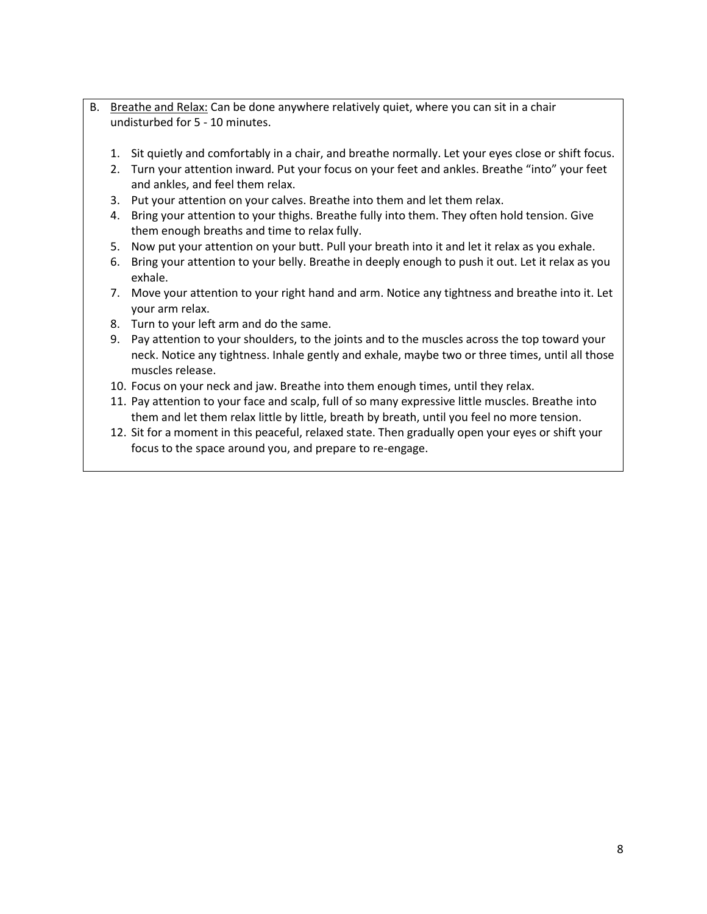B. <u>Breathe and Relax:</u> Can be done anywhere relatively quiet, where you can sit in a chair undisturbed for 5 - 10 minutes.

1. Sit quietly and comfortably in a chair, and breathe normally. Let your eyes close or shift focus.
2. Turn your attention inward. Put your focus on your feet and ankles. Breathe "into" your feet and ankles, and feel them relax.
3. Put your attention on your calves. Breathe into them and let them relax.
4. Bring your attention to your thighs. Breathe fully into them. They often hold tension. Give them enough breaths and time to relax fully.
5. Now put your attention on your butt. Pull your breath into it and let it relax as you exhale.
6. Bring your attention to your belly. Breathe in deeply enough to push it out. Let it relax as you exhale.
7. Move your attention to your right hand and arm. Notice any tightness and breathe into it. Let your arm relax.
8. Turn to your left arm and do the same.
9. Pay attention to your shoulders, to the joints and to the muscles across the top toward your neck. Notice any tightness. Inhale gently and exhale, maybe two or three times, until all those muscles release.
10. Focus on your neck and jaw. Breathe into them enough times, until they relax.
11. Pay attention to your face and scalp, full of so many expressive little muscles. Breathe into them and let them relax little by little, breath by breath, until you feel no more tension.
12. Sit for a moment in this peaceful, relaxed state. Then gradually open your eyes or shift your focus to the space around you, and prepare to re-engage.